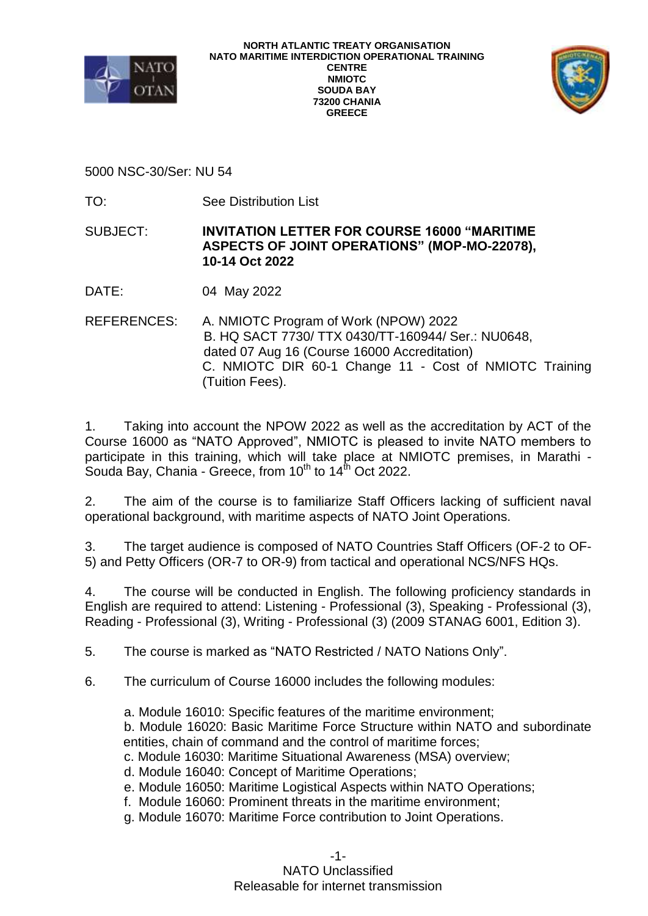**NORTH ATLANTIC TREATY ORGANISATION**
**NATO MARITIME INTERDICTION OPERATIONAL TRAINING CENTRE**
**NMIOTC**
**SOUDA BAY**
**73200 CHANIA**
**GREECE**

5000 NSC-30/Ser: NU 54

TO: See Distribution List

SUBJECT: **INVITATION LETTER FOR COURSE 16000 "MARITIME ASPECTS OF JOINT OPERATIONS" (MOP-MO-22078), 10-14 Oct 2022**

DATE: 04 May 2022

REFERENCES: A. NMIOTC Program of Work (NPOW) 2022
B. HQ SACT 7730/ TTX 0430/TT-160944/ Ser.: NU0648, dated 07 Aug 16 (Course 16000 Accreditation)
C. NMIOTC DIR 60-1 Change 11 - Cost of NMIOTC Training (Tuition Fees).

1. Taking into account the NPOW 2022 as well as the accreditation by ACT of the Course 16000 as "NATO Approved", NMIOTC is pleased to invite NATO members to participate in this training, which will take place at NMIOTC premises, in Marathi - Souda Bay, Chania - Greece, from 10th to 14th Oct 2022.

2. The aim of the course is to familiarize Staff Officers lacking of sufficient naval operational background, with maritime aspects of NATO Joint Operations.

3. The target audience is composed of NATO Countries Staff Officers (OF-2 to OF-5) and Petty Officers (OR-7 to OR-9) from tactical and operational NCS/NFS HQs.

4. The course will be conducted in English. The following proficiency standards in English are required to attend: Listening - Professional (3), Speaking - Professional (3), Reading - Professional (3), Writing - Professional (3) (2009 STANAG 6001, Edition 3).

5. The course is marked as "NATO Restricted / NATO Nations Only".

6. The curriculum of Course 16000 includes the following modules:

a. Module 16010: Specific features of the maritime environment;
b. Module 16020: Basic Maritime Force Structure within NATO and subordinate entities, chain of command and the control of maritime forces;
c. Module 16030: Maritime Situational Awareness (MSA) overview;
d. Module 16040: Concept of Maritime Operations;
e. Module 16050: Maritime Logistical Aspects within NATO Operations;
f. Module 16060: Prominent threats in the maritime environment;
g. Module 16070: Maritime Force contribution to Joint Operations.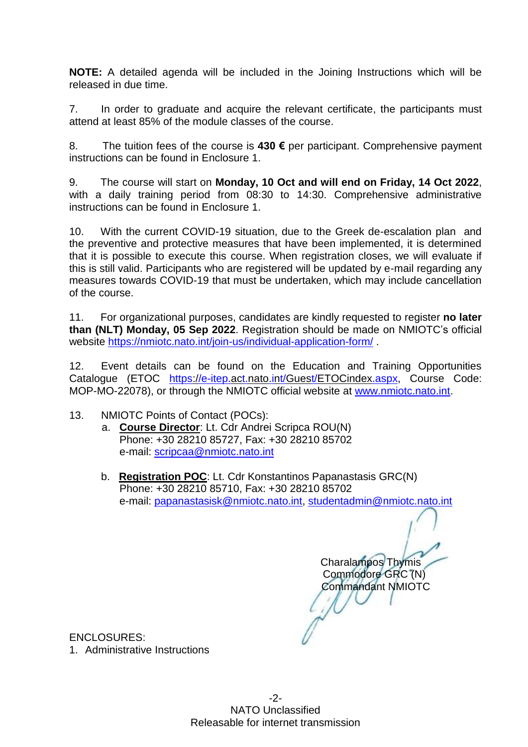**NOTE:** A detailed agenda will be included in the Joining Instructions which will be released in due time.

7. In order to graduate and acquire the relevant certificate, the participants must attend at least 85% of the module classes of the course.

8. The tuition fees of the course is **430 €** per participant. Comprehensive payment instructions can be found in Enclosure 1.

9. The course will start on **Monday, 10 Oct and will end on Friday, 14 Oct 2022**, with a daily training period from 08:30 to 14:30. Comprehensive administrative instructions can be found in Enclosure 1.

10. With the current COVID-19 situation, due to the Greek de-escalation plan and the preventive and protective measures that have been implemented, it is determined that it is possible to execute this course. When registration closes, we will evaluate if this is still valid. Participants who are registered will be updated by e-mail regarding any measures towards COVID-19 that must be undertaken, which may include cancellation of the course.

11. For organizational purposes, candidates are kindly requested to register **no later than (NLT) Monday, 05 Sep 2022**. Registration should be made on NMIOTC's official website https://nmiotc.nato.int/join-us/individual-application-form/ .

12. Event details can be found on the Education and Training Opportunities Catalogue (ETOC https://e-itep.act.nato.int/Guest/ETOCindex.aspx, Course Code: MOP-MO-22078), or through the NMIOTC official website at www.nmiotc.nato.int.

13. NMIOTC Points of Contact (POCs):

   a. **Course Director**: Lt. Cdr Andrei Scripca ROU(N)
      Phone: +30 28210 85727, Fax: +30 28210 85702
      e-mail: scripcaa@nmiotc.nato.int

   b. **Registration POC**: Lt. Cdr Konstantinos Papanastasis GRC(N)
      Phone: +30 28210 85710, Fax: +30 28210 85702
      e-mail: papanastasisk@nmiotc.nato.int, studentadmin@nmiotc.nato.int

Charalampos Thymis
Commodore GRC (N)
Commandant NMIOTC

ENCLOSURES:
1. Administrative Instructions

NATO Unclassified
Releasable for internet transmission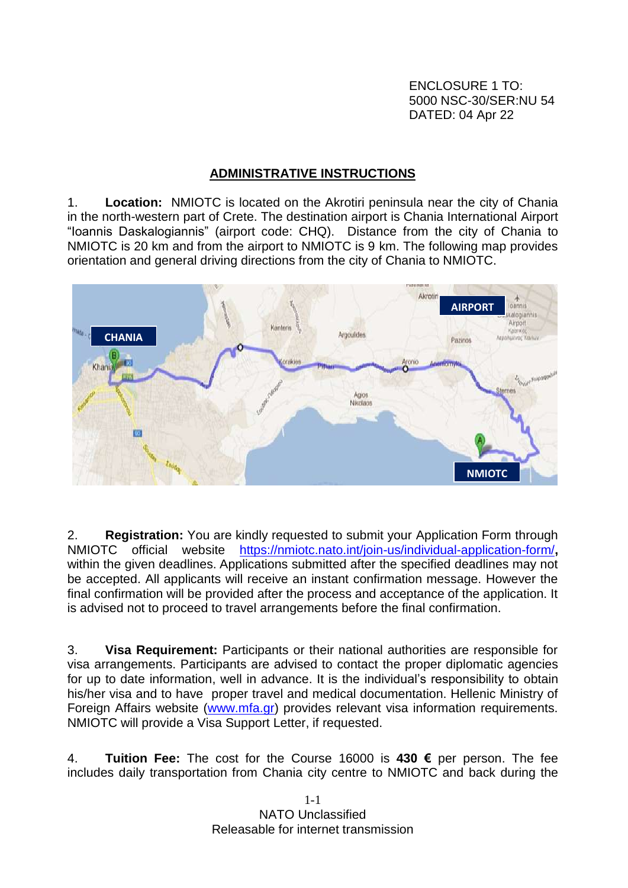ENCLOSURE 1 TO:
5000 NSC-30/SER:NU 54
DATED: 04 Apr 22

## ADMINISTRATIVE INSTRUCTIONS

1. **Location:** NMIOTC is located on the Akrotiri peninsula near the city of Chania in the north-western part of Crete. The destination airport is Chania International Airport "Ioannis Daskalogiannis" (airport code: CHQ). Distance from the city of Chania to NMIOTC is 20 km and from the airport to NMIOTC is 9 km. The following map provides orientation and general driving directions from the city of Chania to NMIOTC.

2. **Registration:** You are kindly requested to submit your Application Form through NMIOTC official website https://nmiotc.nato.int/join-us/individual-application-form/**,** within the given deadlines. Applications submitted after the specified deadlines may not be accepted. All applicants will receive an instant confirmation message. However the final confirmation will be provided after the process and acceptance of the application. It is advised not to proceed to travel arrangements before the final confirmation.

3. **Visa Requirement:** Participants or their national authorities are responsible for visa arrangements. Participants are advised to contact the proper diplomatic agencies for up to date information, well in advance. It is the individual's responsibility to obtain his/her visa and to have proper travel and medical documentation. Hellenic Ministry of Foreign Affairs website (www.mfa.gr) provides relevant visa information requirements. NMIOTC will provide a Visa Support Letter, if requested.

4. **Tuition Fee:** The cost for the Course 16000 is **430 €** per person. The fee includes daily transportation from Chania city centre to NMIOTC and back during the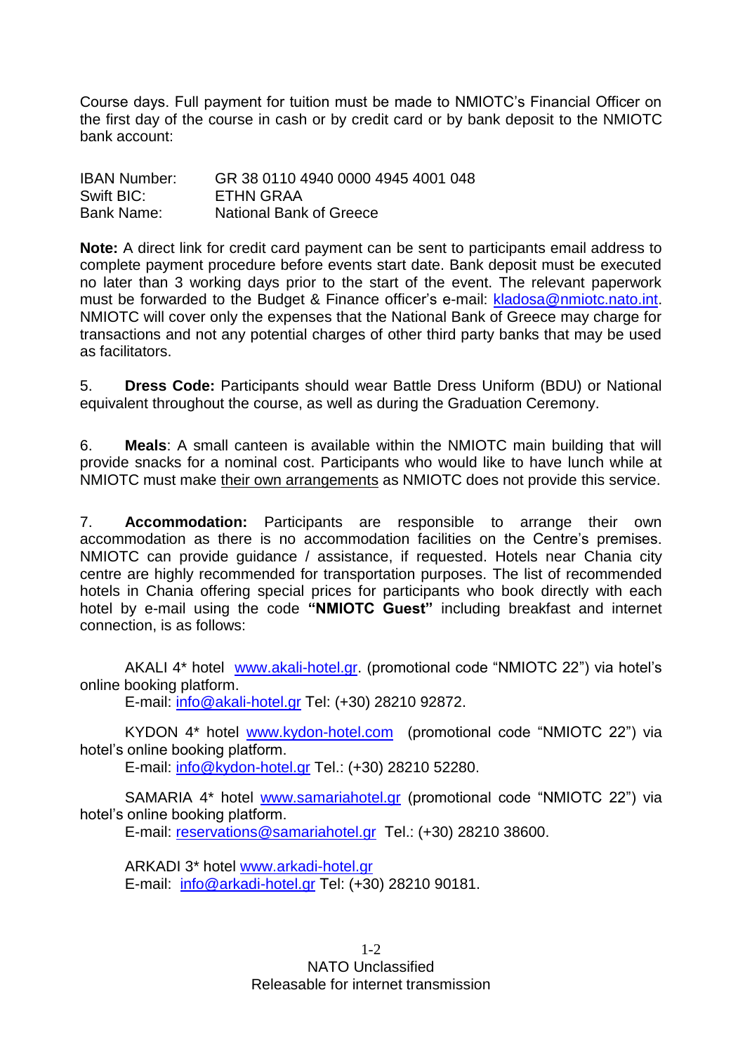Course days. Full payment for tuition must be made to NMIOTC's Financial Officer on the first day of the course in cash or by credit card or by bank deposit to the NMIOTC bank account:

| | |
|---|---|
| IBAN Number: | GR 38 0110 4940 0000 4945 4001 048 |
| Swift BIC: | ETHN GRAA |
| Bank Name: | National Bank of Greece |

**Note:** A direct link for credit card payment can be sent to participants email address to complete payment procedure before events start date. Bank deposit must be executed no later than 3 working days prior to the start of the event. The relevant paperwork must be forwarded to the Budget & Finance officer's e-mail: kladosa@nmiotc.nato.int. NMIOTC will cover only the expenses that the National Bank of Greece may charge for transactions and not any potential charges of other third party banks that may be used as facilitators.

5. **Dress Code:** Participants should wear Battle Dress Uniform (BDU) or National equivalent throughout the course, as well as during the Graduation Ceremony.

6. **Meals**: A small canteen is available within the NMIOTC main building that will provide snacks for a nominal cost. Participants who would like to have lunch while at NMIOTC must make their own arrangements as NMIOTC does not provide this service.

7. **Accommodation:** Participants are responsible to arrange their own accommodation as there is no accommodation facilities on the Centre's premises. NMIOTC can provide guidance / assistance, if requested. Hotels near Chania city centre are highly recommended for transportation purposes. The list of recommended hotels in Chania offering special prices for participants who book directly with each hotel by e-mail using the code **"NMIOTC Guest"** including breakfast and internet connection, is as follows:

AKALI 4* hotel www.akali-hotel.gr. (promotional code "NMIOTC 22") via hotel's online booking platform.
E-mail: info@akali-hotel.gr Tel: (+30) 28210 92872.

KYDON 4* hotel www.kydon-hotel.com (promotional code "NMIOTC 22") via hotel's online booking platform.
E-mail: info@kydon-hotel.gr Tel.: (+30) 28210 52280.

SAMARIA 4* hotel www.samariahotel.gr (promotional code "NMIOTC 22") via hotel's online booking platform.
E-mail: reservations@samariahotel.gr Tel.: (+30) 28210 38600.

ARKADI 3* hotel www.arkadi-hotel.gr
E-mail: info@arkadi-hotel.gr Tel: (+30) 28210 90181.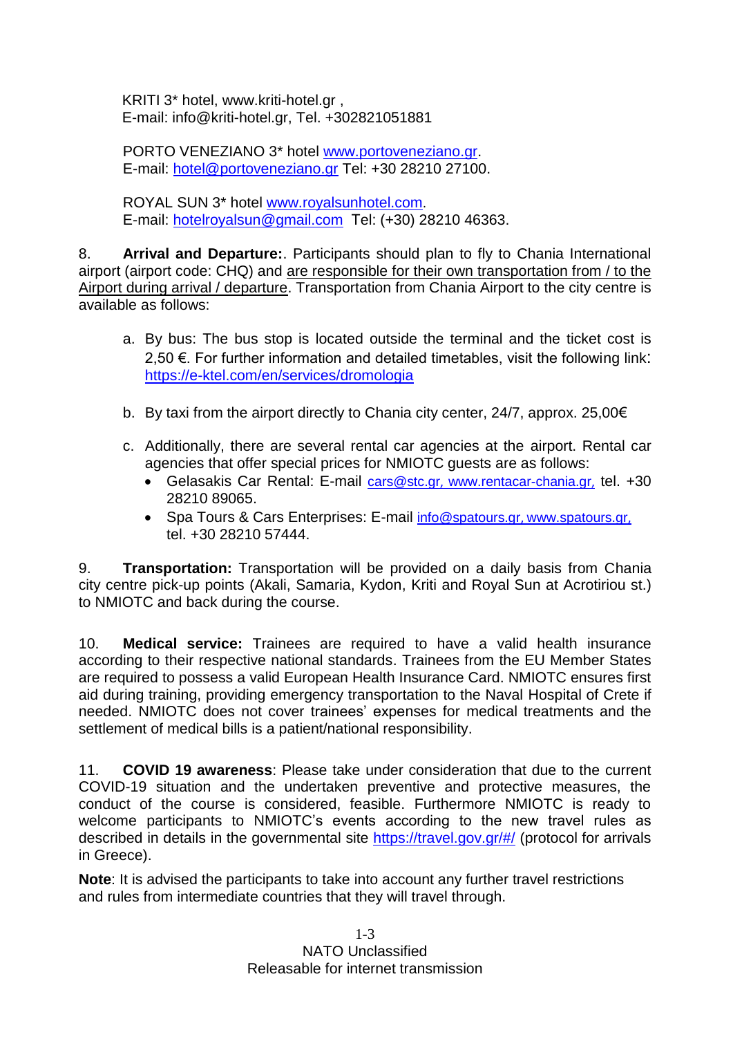KRITI 3* hotel, www.kriti-hotel.gr ,
E-mail: info@kriti-hotel.gr, Tel. +302821051881

PORTO VENEZIANO 3* hotel www.portoveneziano.gr.
E-mail: hotel@portoveneziano.gr Tel: +30 28210 27100.

ROYAL SUN 3* hotel www.royalsunhotel.com.
E-mail: hotelroyalsun@gmail.com Tel: (+30) 28210 46363.

8. **Arrival and Departure:**. Participants should plan to fly to Chania International airport (airport code: CHQ) and are responsible for their own transportation from / to the Airport during arrival / departure. Transportation from Chania Airport to the city centre is available as follows:

a. By bus: The bus stop is located outside the terminal and the ticket cost is 2,50 €. For further information and detailed timetables, visit the following link: https://e-ktel.com/en/services/dromologia

b. By taxi from the airport directly to Chania city center, 24/7, approx. 25,00€

c. Additionally, there are several rental car agencies at the airport. Rental car agencies that offer special prices for NMIOTC guests are as follows:
- Gelasakis Car Rental: E-mail cars@stc.gr, www.rentacar-chania.gr, tel. +30 28210 89065.
- Spa Tours & Cars Enterprises: E-mail info@spatours.gr, www.spatours.gr, tel. +30 28210 57444.

9. **Transportation:** Transportation will be provided on a daily basis from Chania city centre pick-up points (Akali, Samaria, Kydon, Kriti and Royal Sun at Acrotiriou st.) to NMIOTC and back during the course.

10. **Medical service:** Trainees are required to have a valid health insurance according to their respective national standards. Trainees from the EU Member States are required to possess a valid European Health Insurance Card. NMIOTC ensures first aid during training, providing emergency transportation to the Naval Hospital of Crete if needed. NMIOTC does not cover trainees' expenses for medical treatments and the settlement of medical bills is a patient/national responsibility.

11. **COVID 19 awareness**: Please take under consideration that due to the current COVID-19 situation and the undertaken preventive and protective measures, the conduct of the course is considered, feasible. Furthermore NMIOTC is ready to welcome participants to NMIOTC's events according to the new travel rules as described in details in the governmental site https://travel.gov.gr/#/ (protocol for arrivals in Greece).

**Note**: It is advised the participants to take into account any further travel restrictions and rules from intermediate countries that they will travel through.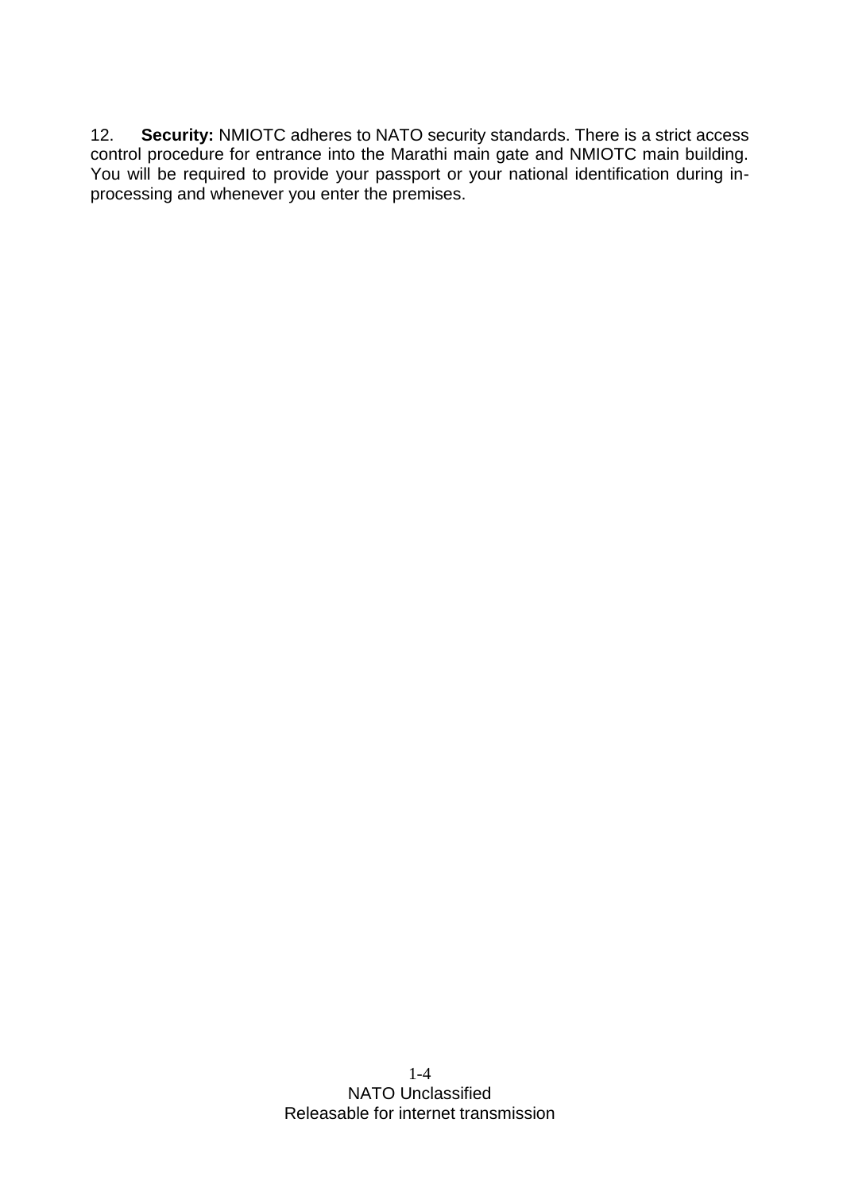12. **Security:** NMIOTC adheres to NATO security standards. There is a strict access control procedure for entrance into the Marathi main gate and NMIOTC main building. You will be required to provide your passport or your national identification during in-processing and whenever you enter the premises.